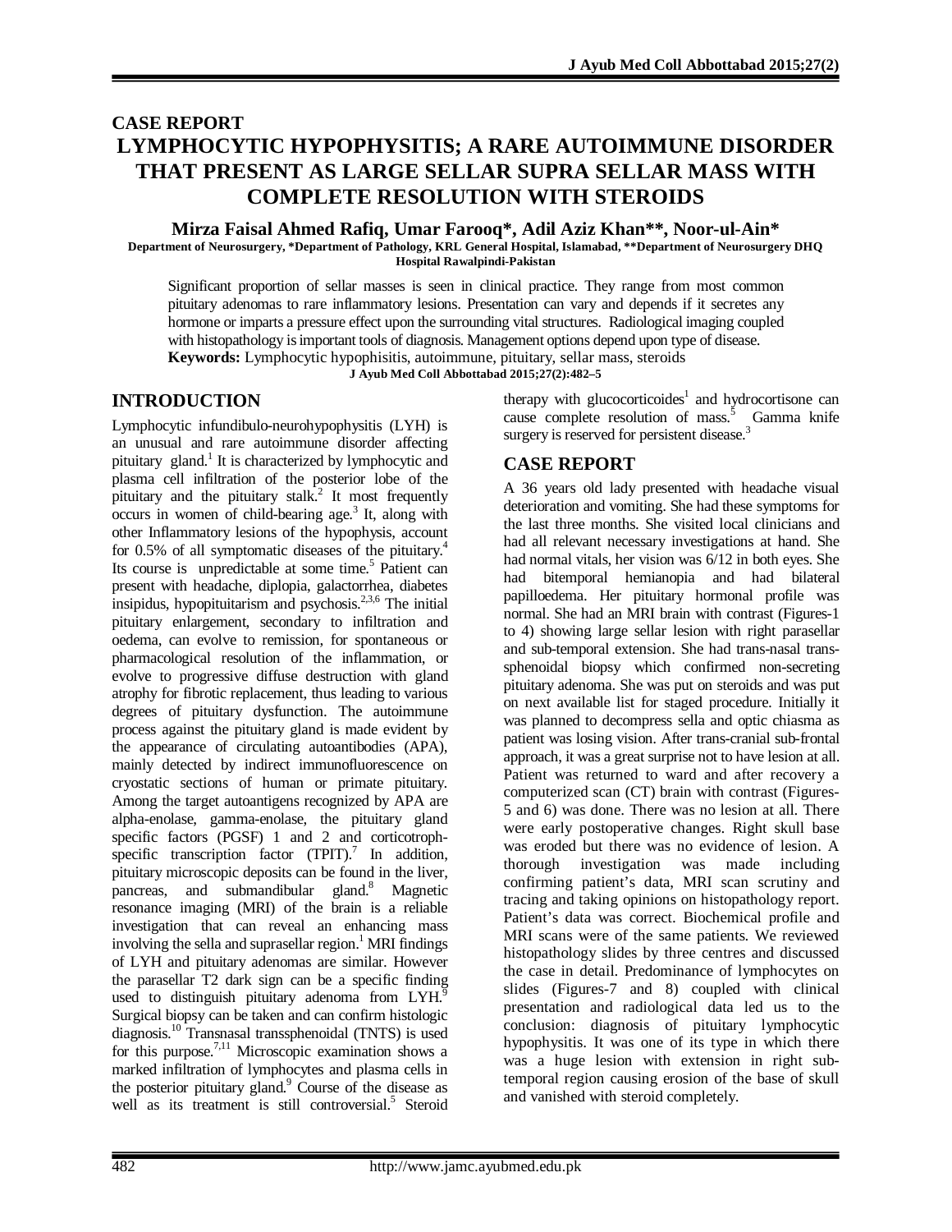CASE REPORT

# LYMPHOCYTIC HYPOPHYSITIS; A RARE AUTOIMMUNE DISORDER THAT PRESENT AS LARGE SELLAR SUPRA SELLAR MASS WITH COMPLETE RESOLUTION WITH STEROIDS

**Mirza Faisal Ahmed Rafiq, Umar Farooq\*, Adil Aziz Khan\*\*, Noor-ul-Ain\***

Department of Neurosurgery, \*Department of Pathology, KRL General Hospital, Islamabad, \*\*Department of Neurosurgery DHQ Hospital Rawalpindi-Pakistan

Significant proportion of sellar masses is seen in clinical practice. They range from most common pituitary adenomas to rare inflammatory lesions. Presentation can vary and depends if it secretes any hormone or imparts a pressure effect upon the surrounding vital structures. Radiological imaging coupled with histopathology is important tools of diagnosis. Management options depend upon type of disease.

**Keywords:** Lymphocytic hypophisitis, autoimmune, pituitary, sellar mass, steroids

J Ayub Med Coll Abbottabad 2015;27(2):482–5

## INTRODUCTION

Lymphocytic infundibulo-neurohypophysitis (LYH) is an unusual and rare autoimmune disorder affecting pituitary gland.[1] It is characterized by lymphocytic and plasma cell infiltration of the posterior lobe of the pituitary and the pituitary stalk.[2] It most frequently occurs in women of child-bearing age.[3] It, along with other Inflammatory lesions of the hypophysis, account for 0.5% of all symptomatic diseases of the pituitary.[4] Its course is unpredictable at some time.[5] Patient can present with headache, diplopia, galactorrhea, diabetes insipidus, hypopituitarism and psychosis.[2,3,6] The initial pituitary enlargement, secondary to infiltration and oedema, can evolve to remission, for spontaneous or pharmacological resolution of the inflammation, or evolve to progressive diffuse destruction with gland atrophy for fibrotic replacement, thus leading to various degrees of pituitary dysfunction. The autoimmune process against the pituitary gland is made evident by the appearance of circulating autoantibodies (APA), mainly detected by indirect immunofluorescence on cryostatic sections of human or primate pituitary. Among the target autoantigens recognized by APA are alpha-enolase, gamma-enolase, the pituitary gland specific factors (PGSF) 1 and 2 and corticotroph-specific transcription factor (TPIT).[7] In addition, pituitary microscopic deposits can be found in the liver, pancreas, and submandibular gland.[8] Magnetic resonance imaging (MRI) of the brain is a reliable investigation that can reveal an enhancing mass involving the sella and suprasellar region.[1] MRI findings of LYH and pituitary adenomas are similar. However the parasellar T2 dark sign can be a specific finding used to distinguish pituitary adenoma from LYH.[9] Surgical biopsy can be taken and can confirm histologic diagnosis.[10] Transnasal transsphenoidal (TNTS) is used for this purpose.[7,11] Microscopic examination shows a marked infiltration of lymphocytes and plasma cells in the posterior pituitary gland.[9] Course of the disease as well as its treatment is still controversial.[5] Steroid therapy with glucocorticoides[1] and hydrocortisone can cause complete resolution of mass.[5] Gamma knife surgery is reserved for persistent disease.[3]

## CASE REPORT

A 36 years old lady presented with headache visual deterioration and vomiting. She had these symptoms for the last three months. She visited local clinicians and had all relevant necessary investigations at hand. She had normal vitals, her vision was 6/12 in both eyes. She had bitemporal hemianopia and had bilateral papilloedema. Her pituitary hormonal profile was normal. She had an MRI brain with contrast (Figures-1 to 4) showing large sellar lesion with right parasellar and sub-temporal extension. She had trans-nasal trans-sphenoidal biopsy which confirmed non-secreting pituitary adenoma. She was put on steroids and was put on next available list for staged procedure. Initially it was planned to decompress sella and optic chiasma as patient was losing vision. After trans-cranial sub-frontal approach, it was a great surprise not to have lesion at all. Patient was returned to ward and after recovery a computerized scan (CT) brain with contrast (Figures-5 and 6) was done. There was no lesion at all. There were early postoperative changes. Right skull base was eroded but there was no evidence of lesion. A thorough investigation was made including confirming patient's data, MRI scan scrutiny and tracing and taking opinions on histopathology report. Patient's data was correct. Biochemical profile and MRI scans were of the same patients. We reviewed histopathology slides by three centres and discussed the case in detail. Predominance of lymphocytes on slides (Figures-7 and 8) coupled with clinical presentation and radiological data led us to the conclusion: diagnosis of pituitary lymphocytic hypophysitis. It was one of its type in which there was a huge lesion with extension in right sub-temporal region causing erosion of the base of skull and vanished with steroid completely.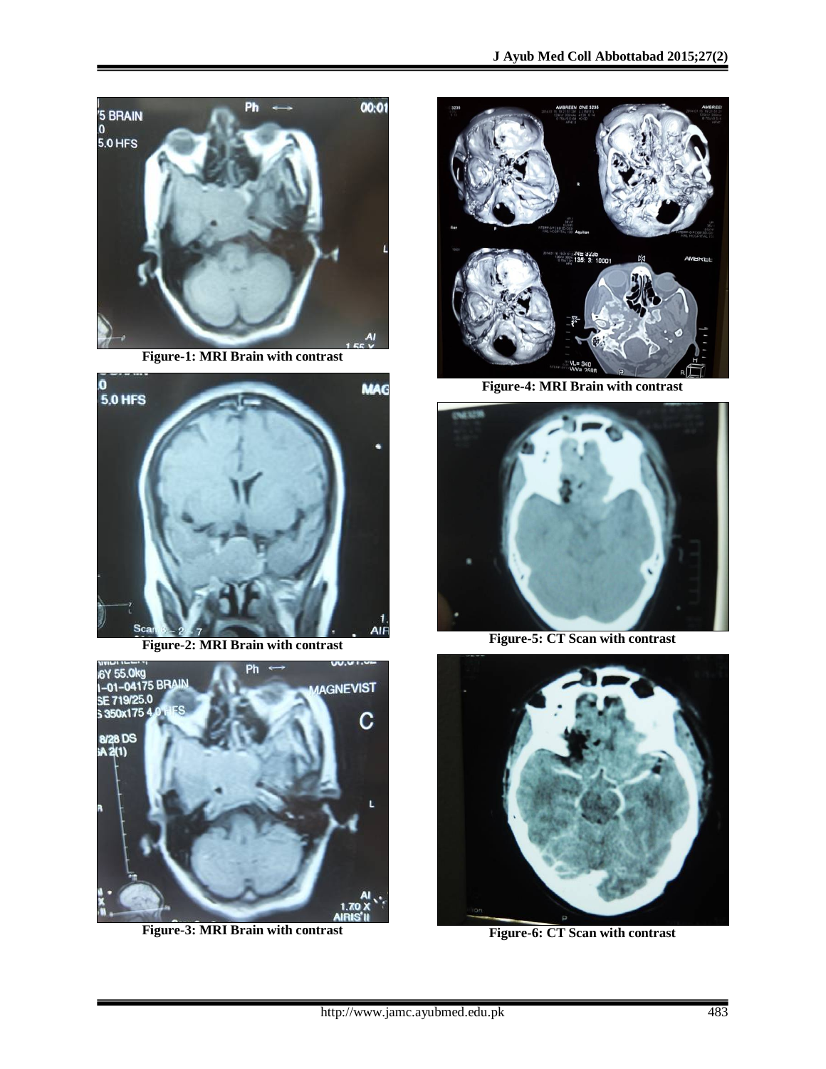Figure-1: MRI Brain with contrast

Figure-2: MRI Brain with contrast

Figure-3: MRI Brain with contrast

Figure-4: MRI Brain with contrast

Figure-5: CT Scan with contrast

Figure-6: CT Scan with contrast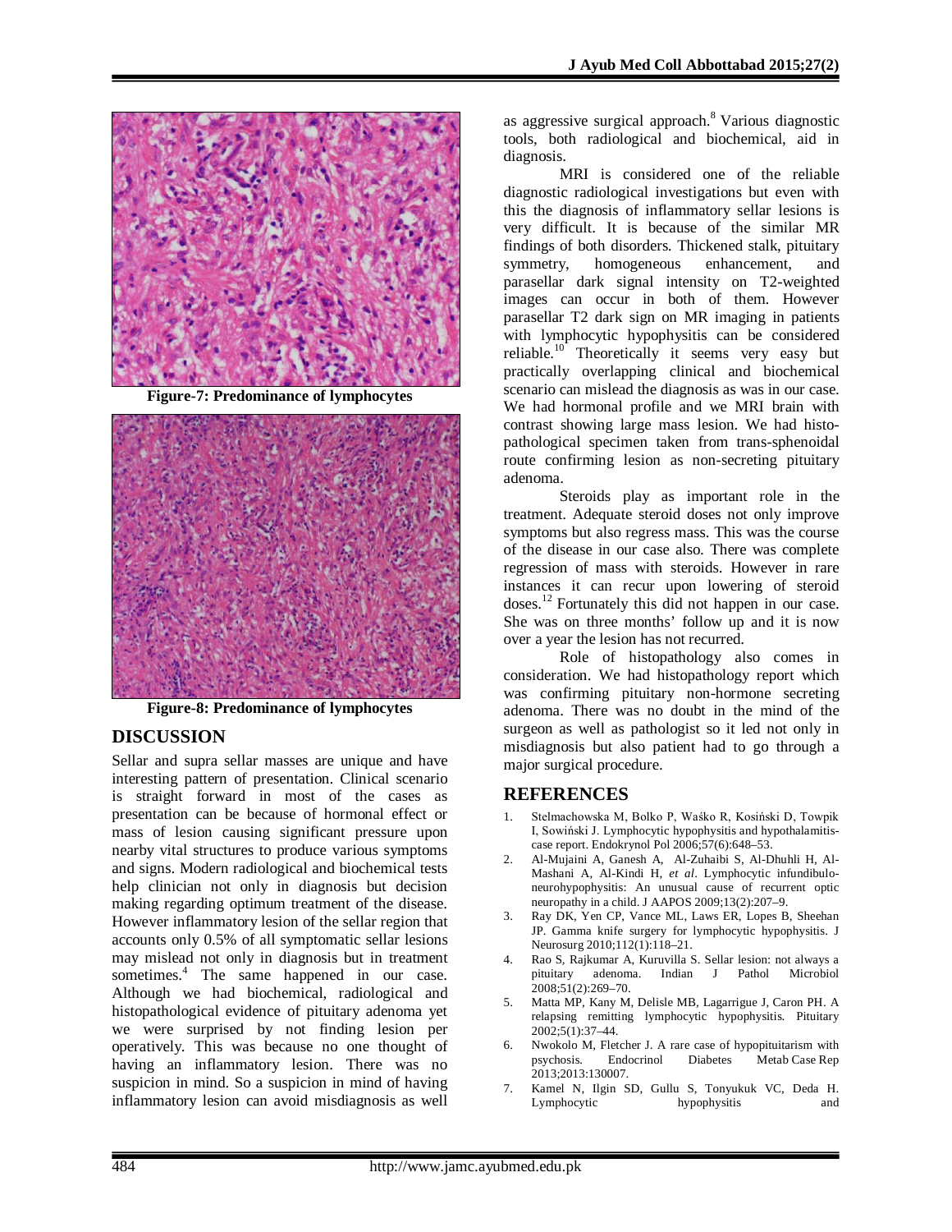Figure-7: Predominance of lymphocytes

Figure-8: Predominance of lymphocytes

## DISCUSSION

Sellar and supra sellar masses are unique and have interesting pattern of presentation. Clinical scenario is straight forward in most of the cases as presentation can be because of hormonal effect or mass of lesion causing significant pressure upon nearby vital structures to produce various symptoms and signs. Modern radiological and biochemical tests help clinician not only in diagnosis but decision making regarding optimum treatment of the disease. However inflammatory lesion of the sellar region that accounts only 0.5% of all symptomatic sellar lesions may mislead not only in diagnosis but in treatment sometimes.[4] The same happened in our case. Although we had biochemical, radiological and histopathological evidence of pituitary adenoma yet we were surprised by not finding lesion per operatively. This was because no one thought of having an inflammatory lesion. There was no suspicion in mind. So a suspicion in mind of having inflammatory lesion can avoid misdiagnosis as well as aggressive surgical approach.[8] Various diagnostic tools, both radiological and biochemical, aid in diagnosis.

MRI is considered one of the reliable diagnostic radiological investigations but even with this the diagnosis of inflammatory sellar lesions is very difficult. It is because of the similar MR findings of both disorders. Thickened stalk, pituitary symmetry, homogeneous enhancement, and parasellar dark signal intensity on T2-weighted images can occur in both of them. However parasellar T2 dark sign on MR imaging in patients with lymphocytic hypophysitis can be considered reliable.[10] Theoretically it seems very easy but practically overlapping clinical and biochemical scenario can mislead the diagnosis as was in our case. We had hormonal profile and we MRI brain with contrast showing large mass lesion. We had histo-pathological specimen taken from trans-sphenoidal route confirming lesion as non-secreting pituitary adenoma.

Steroids play as important role in the treatment. Adequate steroid doses not only improve symptoms but also regress mass. This was the course of the disease in our case also. There was complete regression of mass with steroids. However in rare instances it can recur upon lowering of steroid doses.[12] Fortunately this did not happen in our case. She was on three months' follow up and it is now over a year the lesion has not recurred.

Role of histopathology also comes in consideration. We had histopathology report which was confirming pituitary non-hormone secreting adenoma. There was no doubt in the mind of the surgeon as well as pathologist so it led not only in misdiagnosis but also patient had to go through a major surgical procedure.

## REFERENCES

1. Stelmachowska M, Bolko P, Waśko R, Kosiński D, Towpik I, Sowiński J. Lymphocytic hypophysitis and hypothalamitis-case report. Endokrynol Pol 2006;57(6):648–53.
2. Al-Mujaini A, Ganesh A, Al-Zuhaibi S, Al-Dhuhli H, Al-Mashani A, Al-Kindi H, *et al*. Lymphocytic infundibulo-neurohypophysitis: An unusual cause of recurrent optic neuropathy in a child. J AAPOS 2009;13(2):207–9.
3. Ray DK, Yen CP, Vance ML, Laws ER, Lopes B, Sheehan JP. Gamma knife surgery for lymphocytic hypophysitis. J Neurosurg 2010;112(1):118–21.
4. Rao S, Rajkumar A, Kuruvilla S. Sellar lesion: not always a pituitary adenoma. Indian J Pathol Microbiol 2008;51(2):269–70.
5. Matta MP, Kany M, Delisle MB, Lagarrigue J, Caron PH. A relapsing remitting lymphocytic hypophysitis. Pituitary 2002;5(1):37–44.
6. Nwokolo M, Fletcher J. A rare case of hypopituitarism with psychosis. Endocrinol Diabetes Metab Case Rep 2013;2013:130007.
7. Kamel N, Ilgin SD, Gullu S, Tonyukuk VC, Deda H. Lymphocytic hypophysitis and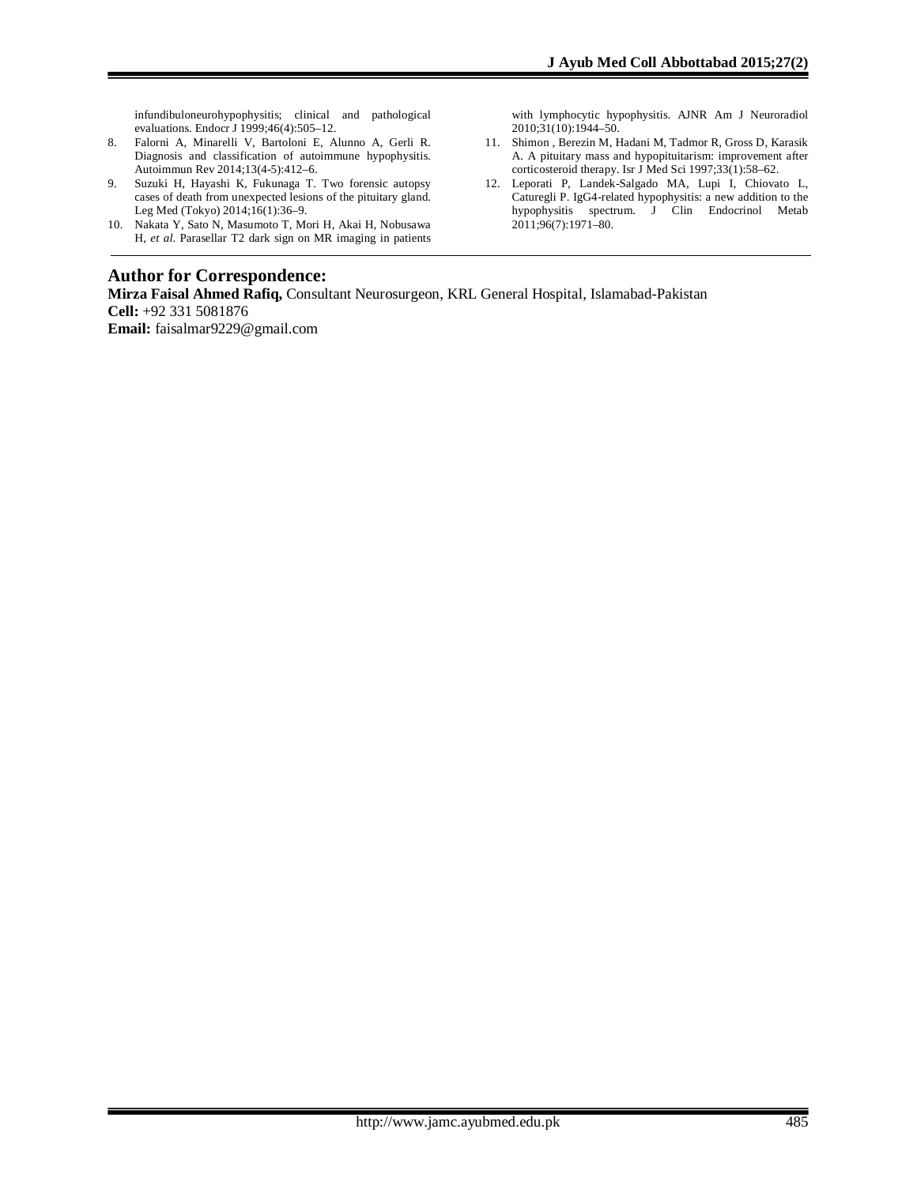infundibuloneurohypophysitis; clinical and pathological evaluations. Endocr J 1999;46(4):505–12.

8. Falorni A, Minarelli V, Bartoloni E, Alunno A, Gerli R. Diagnosis and classification of autoimmune hypophysitis. Autoimmun Rev 2014;13(4-5):412–6.
9. Suzuki H, Hayashi K, Fukunaga T. Two forensic autopsy cases of death from unexpected lesions of the pituitary gland. Leg Med (Tokyo) 2014;16(1):36–9.
10. Nakata Y, Sato N, Masumoto T, Mori H, Akai H, Nobusawa H, *et al*. Parasellar T2 dark sign on MR imaging in patients with lymphocytic hypophysitis. AJNR Am J Neuroradiol 2010;31(10):1944–50.
11. Shimon , Berezin M, Hadani M, Tadmor R, Gross D, Karasik A. A pituitary mass and hypopituitarism: improvement after corticosteroid therapy. Isr J Med Sci 1997;33(1):58–62.
12. Leporati P, Landek-Salgado MA, Lupi I, Chiovato L, Caturegli P. IgG4-related hypophysitis: a new addition to the hypophysitis spectrum. J Clin Endocrinol Metab 2011;96(7):1971–80.

## Author for Correspondence:

**Mirza Faisal Ahmed Rafiq,** Consultant Neurosurgeon, KRL General Hospital, Islamabad-Pakistan
**Cell:** +92 331 5081876
**Email:** faisalmar9229@gmail.com